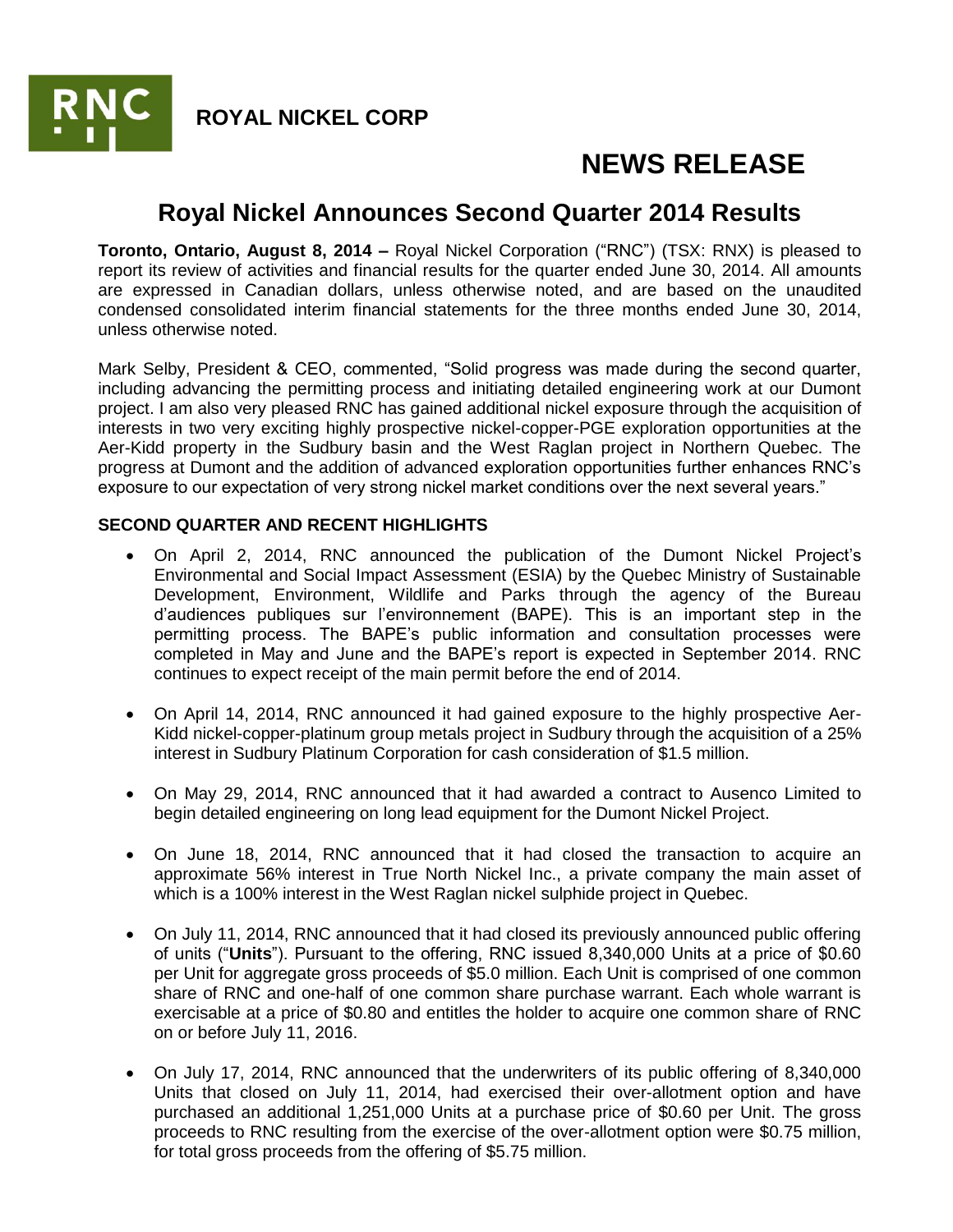**ROYAL NICKEL CORP**

# NEWS RELEASE

## Royal Nickel Announces Second Quarter 2014 Results

**Toronto, Ontario, August 8, 2014 –** Royal Nickel Corporation ("RNC") (TSX: RNX) is pleased to report its review of activities and financial results for the quarter ended June 30, 2014. All amounts are expressed in Canadian dollars, unless otherwise noted, and are based on the unaudited condensed consolidated interim financial statements for the three months ended June 30, 2014, unless otherwise noted.

Mark Selby, President & CEO, commented, "Solid progress was made during the second quarter, including advancing the permitting process and initiating detailed engineering work at our Dumont project. I am also very pleased RNC has gained additional nickel exposure through the acquisition of interests in two very exciting highly prospective nickel-copper-PGE exploration opportunities at the Aer-Kidd property in the Sudbury basin and the West Raglan project in Northern Quebec. The progress at Dumont and the addition of advanced exploration opportunities further enhances RNC's exposure to our expectation of very strong nickel market conditions over the next several years."

**SECOND QUARTER AND RECENT HIGHLIGHTS**

- On April 2, 2014, RNC announced the publication of the Dumont Nickel Project's Environmental and Social Impact Assessment (ESIA) by the Quebec Ministry of Sustainable Development, Environment, Wildlife and Parks through the agency of the Bureau d'audiences publiques sur l'environnement (BAPE). This is an important step in the permitting process. The BAPE's public information and consultation processes were completed in May and June and the BAPE's report is expected in September 2014. RNC continues to expect receipt of the main permit before the end of 2014.

- On April 14, 2014, RNC announced it had gained exposure to the highly prospective Aer-Kidd nickel-copper-platinum group metals project in Sudbury through the acquisition of a 25% interest in Sudbury Platinum Corporation for cash consideration of $1.5 million.

- On May 29, 2014, RNC announced that it had awarded a contract to Ausenco Limited to begin detailed engineering on long lead equipment for the Dumont Nickel Project.

- On June 18, 2014, RNC announced that it had closed the transaction to acquire an approximate 56% interest in True North Nickel Inc., a private company the main asset of which is a 100% interest in the West Raglan nickel sulphide project in Quebec.

- On July 11, 2014, RNC announced that it had closed its previously announced public offering of units ("**Units**"). Pursuant to the offering, RNC issued 8,340,000 Units at a price of $0.60 per Unit for aggregate gross proceeds of $5.0 million. Each Unit is comprised of one common share of RNC and one-half of one common share purchase warrant. Each whole warrant is exercisable at a price of $0.80 and entitles the holder to acquire one common share of RNC on or before July 11, 2016.

- On July 17, 2014, RNC announced that the underwriters of its public offering of 8,340,000 Units that closed on July 11, 2014, had exercised their over-allotment option and have purchased an additional 1,251,000 Units at a purchase price of $0.60 per Unit. The gross proceeds to RNC resulting from the exercise of the over-allotment option were $0.75 million, for total gross proceeds from the offering of $5.75 million.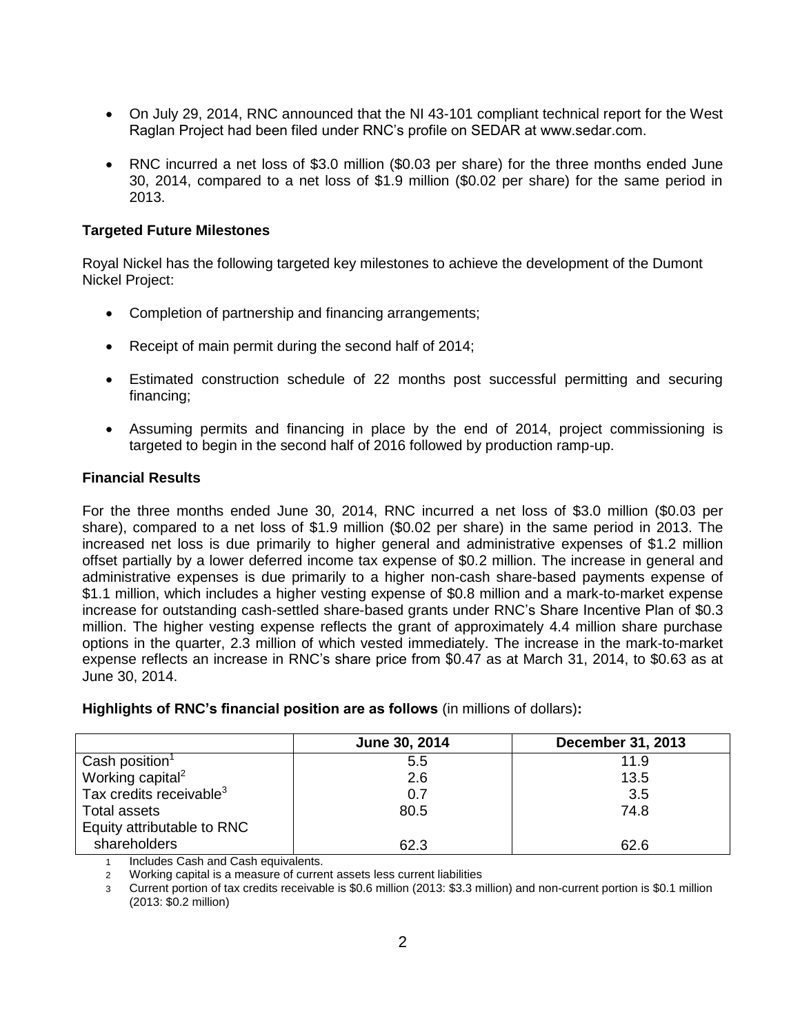- On July 29, 2014, RNC announced that the NI 43-101 compliant technical report for the West Raglan Project had been filed under RNC's profile on SEDAR at www.sedar.com.
- RNC incurred a net loss of $3.0 million ($0.03 per share) for the three months ended June 30, 2014, compared to a net loss of $1.9 million ($0.02 per share) for the same period in 2013.

**Targeted Future Milestones**

Royal Nickel has the following targeted key milestones to achieve the development of the Dumont Nickel Project:

- Completion of partnership and financing arrangements;
- Receipt of main permit during the second half of 2014;
- Estimated construction schedule of 22 months post successful permitting and securing financing;
- Assuming permits and financing in place by the end of 2014, project commissioning is targeted to begin in the second half of 2016 followed by production ramp-up.

**Financial Results**

For the three months ended June 30, 2014, RNC incurred a net loss of $3.0 million ($0.03 per share), compared to a net loss of $1.9 million ($0.02 per share) in the same period in 2013. The increased net loss is due primarily to higher general and administrative expenses of $1.2 million offset partially by a lower deferred income tax expense of $0.2 million. The increase in general and administrative expenses is due primarily to a higher non-cash share-based payments expense of $1.1 million, which includes a higher vesting expense of $0.8 million and a mark-to-market expense increase for outstanding cash-settled share-based grants under RNC's Share Incentive Plan of $0.3 million. The higher vesting expense reflects the grant of approximately 4.4 million share purchase options in the quarter, 2.3 million of which vested immediately. The increase in the mark-to-market expense reflects an increase in RNC's share price from $0.47 as at March 31, 2014, to $0.63 as at June 30, 2014.

**Highlights of RNC's financial position are as follows** (in millions of dollars)**:**

| | June 30, 2014 | December 31, 2013 |
|---|---|---|
| Cash position[1] | 5.5 | 11.9 |
| Working capital[2] | 2.6 | 13.5 |
| Tax credits receivable[3] | 0.7 | 3.5 |
| Total assets | 80.5 | 74.8 |
| Equity attributable to RNC shareholders | 62.3 | 62.6 |

1 Includes Cash and Cash equivalents.

2 Working capital is a measure of current assets less current liabilities

3 Current portion of tax credits receivable is $0.6 million (2013: $3.3 million) and non-current portion is $0.1 million (2013: $0.2 million)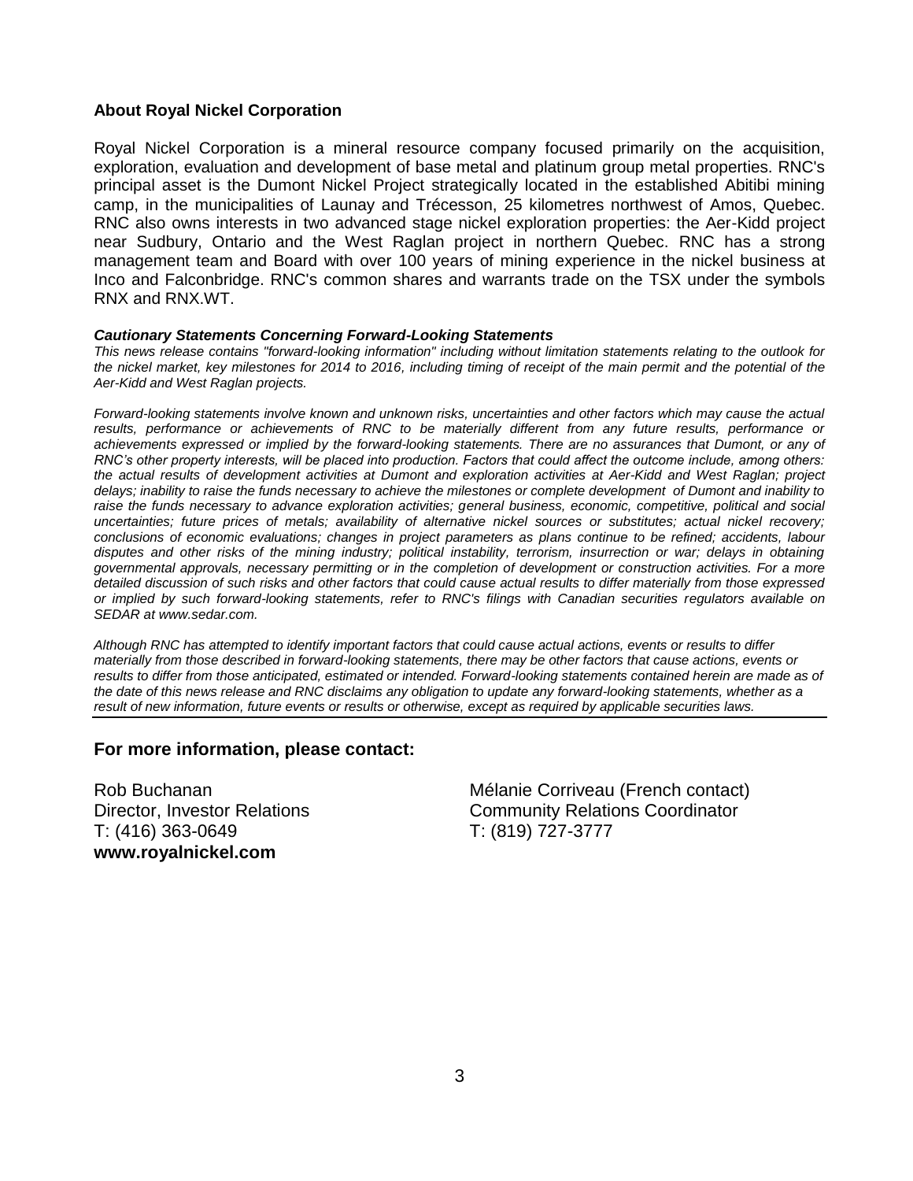**About Royal Nickel Corporation**

Royal Nickel Corporation is a mineral resource company focused primarily on the acquisition, exploration, evaluation and development of base metal and platinum group metal properties. RNC's principal asset is the Dumont Nickel Project strategically located in the established Abitibi mining camp, in the municipalities of Launay and Trécesson, 25 kilometres northwest of Amos, Quebec. RNC also owns interests in two advanced stage nickel exploration properties: the Aer-Kidd project near Sudbury, Ontario and the West Raglan project in northern Quebec. RNC has a strong management team and Board with over 100 years of mining experience in the nickel business at Inco and Falconbridge. RNC's common shares and warrants trade on the TSX under the symbols RNX and RNX.WT.

***Cautionary Statements Concerning Forward-Looking Statements***

*This news release contains "forward-looking information" including without limitation statements relating to the outlook for the nickel market, key milestones for 2014 to 2016, including timing of receipt of the main permit and the potential of the Aer-Kidd and West Raglan projects.*

*Forward-looking statements involve known and unknown risks, uncertainties and other factors which may cause the actual results, performance or achievements of RNC to be materially different from any future results, performance or achievements expressed or implied by the forward-looking statements. There are no assurances that Dumont, or any of RNC's other property interests, will be placed into production. Factors that could affect the outcome include, among others: the actual results of development activities at Dumont and exploration activities at Aer-Kidd and West Raglan; project delays; inability to raise the funds necessary to achieve the milestones or complete development of Dumont and inability to raise the funds necessary to advance exploration activities; general business, economic, competitive, political and social uncertainties; future prices of metals; availability of alternative nickel sources or substitutes; actual nickel recovery; conclusions of economic evaluations; changes in project parameters as plans continue to be refined; accidents, labour disputes and other risks of the mining industry; political instability, terrorism, insurrection or war; delays in obtaining governmental approvals, necessary permitting or in the completion of development or construction activities. For a more detailed discussion of such risks and other factors that could cause actual results to differ materially from those expressed or implied by such forward-looking statements, refer to RNC's filings with Canadian securities regulators available on SEDAR at www.sedar.com.*

*Although RNC has attempted to identify important factors that could cause actual actions, events or results to differ materially from those described in forward-looking statements, there may be other factors that cause actions, events or results to differ from those anticipated, estimated or intended. Forward-looking statements contained herein are made as of the date of this news release and RNC disclaims any obligation to update any forward-looking statements, whether as a result of new information, future events or results or otherwise, except as required by applicable securities laws.*

## For more information, please contact:

Rob Buchanan
Director, Investor Relations
T: (416) 363-0649
**www.royalnickel.com**

Mélanie Corriveau (French contact)
Community Relations Coordinator
T: (819) 727-3777